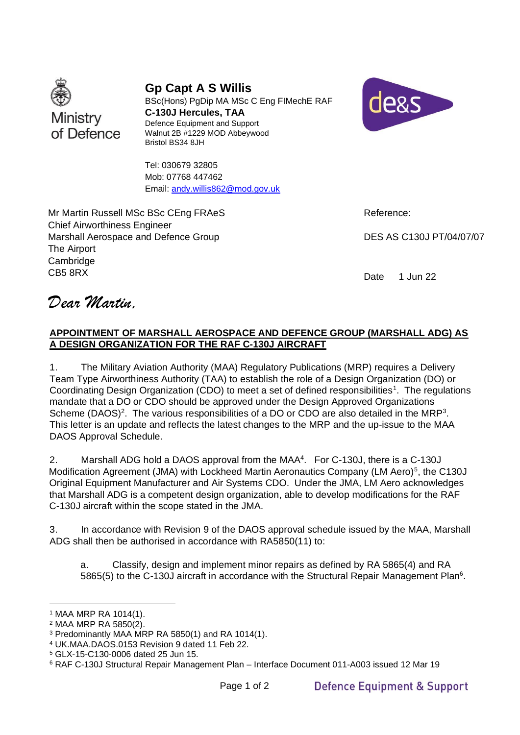Ministry of Defence

**Gp Capt A S Willis**
BSc(Hons) PgDip MA MSc C Eng FIMechE RAF
**C-130J Hercules, TAA**
Defence Equipment and Support
Walnut 2B #1229 MOD Abbeywood
Bristol BS34 8JH

Tel: 030679 32805
Mob: 07768 447462
Email: [andy.willis862@mod.gov.uk](mailto:andy.willis862@mod.gov.uk)

Mr Martin Russell MSc BSc CEng FRAeS
Chief Airworthiness Engineer
Marshall Aerospace and Defence Group
The Airport
Cambridge
CB5 8RX

Reference:

DES AS C130J PT/04/07/07

Date 1 Jun 22

*Dear Martin,*

**APPOINTMENT OF MARSHALL AEROSPACE AND DEFENCE GROUP (MARSHALL ADG) AS A DESIGN ORGANIZATION FOR THE RAF C-130J AIRCRAFT**

1. The Military Aviation Authority (MAA) Regulatory Publications (MRP) requires a Delivery Team Type Airworthiness Authority (TAA) to establish the role of a Design Organization (DO) or Coordinating Design Organization (CDO) to meet a set of defined responsibilities[1]. The regulations mandate that a DO or CDO should be approved under the Design Approved Organizations Scheme (DAOS)[2]. The various responsibilities of a DO or CDO are also detailed in the MRP[3]. This letter is an update and reflects the latest changes to the MRP and the up-issue to the MAA DAOS Approval Schedule.

2. Marshall ADG hold a DAOS approval from the MAA[4]. For C-130J, there is a C-130J Modification Agreement (JMA) with Lockheed Martin Aeronautics Company (LM Aero)[5], the C130J Original Equipment Manufacturer and Air Systems CDO. Under the JMA, LM Aero acknowledges that Marshall ADG is a competent design organization, able to develop modifications for the RAF C-130J aircraft within the scope stated in the JMA.

3. In accordance with Revision 9 of the DAOS approval schedule issued by the MAA, Marshall ADG shall then be authorised in accordance with RA5850(11) to:

   a. Classify, design and implement minor repairs as defined by RA 5865(4) and RA 5865(5) to the C-130J aircraft in accordance with the Structural Repair Management Plan[6].

---

[1] MAA MRP RA 1014(1).
[2] MAA MRP RA 5850(2).
[3] Predominantly MAA MRP RA 5850(1) and RA 1014(1).
[4] UK.MAA.DAOS.0153 Revision 9 dated 11 Feb 22.
[5] GLX-15-C130-0006 dated 25 Jun 15.
[6] RAF C-130J Structural Repair Management Plan – Interface Document 011-A003 issued 12 Mar 19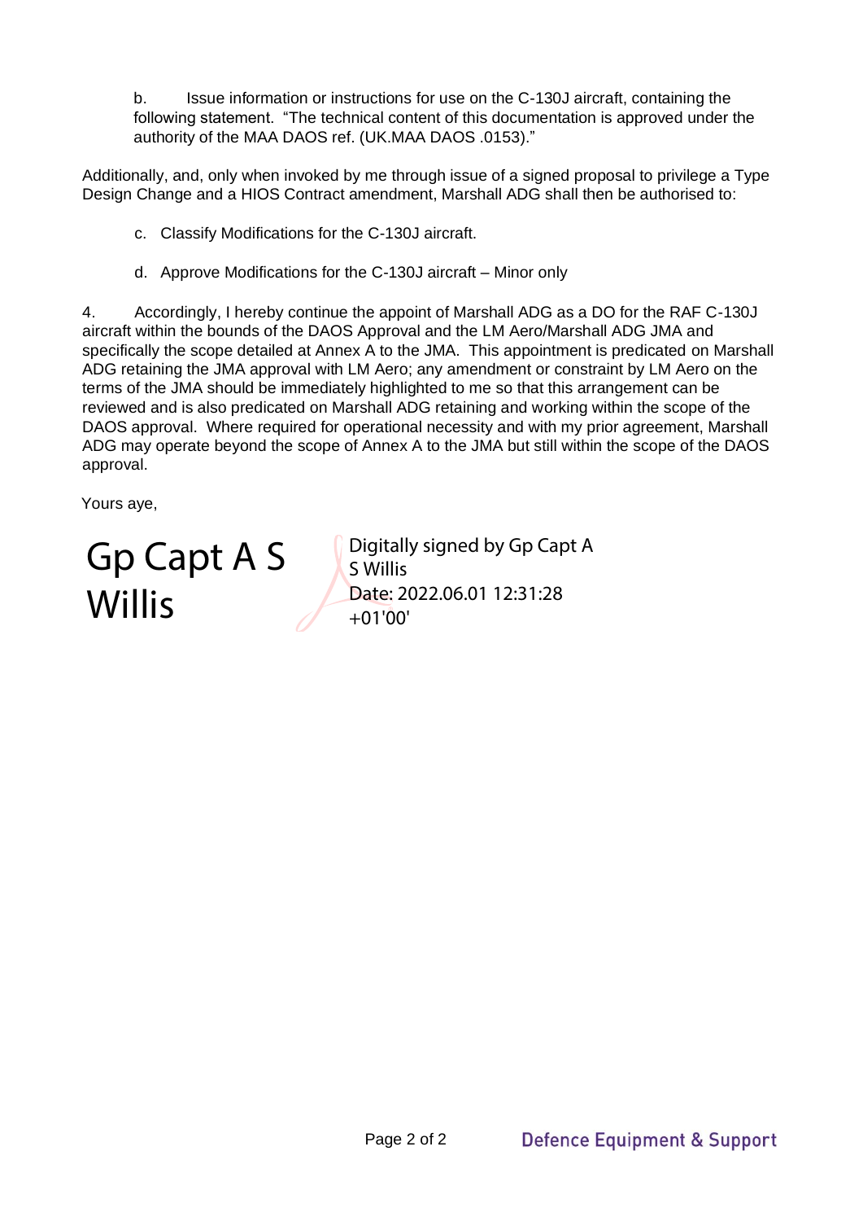b. Issue information or instructions for use on the C-130J aircraft, containing the following statement. “The technical content of this documentation is approved under the authority of the MAA DAOS ref. (UK.MAA DAOS .0153).”

Additionally, and, only when invoked by me through issue of a signed proposal to privilege a Type Design Change and a HIOS Contract amendment, Marshall ADG shall then be authorised to:

c. Classify Modifications for the C-130J aircraft.

d. Approve Modifications for the C-130J aircraft – Minor only

4. Accordingly, I hereby continue the appoint of Marshall ADG as a DO for the RAF C-130J aircraft within the bounds of the DAOS Approval and the LM Aero/Marshall ADG JMA and specifically the scope detailed at Annex A to the JMA. This appointment is predicated on Marshall ADG retaining the JMA approval with LM Aero; any amendment or constraint by LM Aero on the terms of the JMA should be immediately highlighted to me so that this arrangement can be reviewed and is also predicated on Marshall ADG retaining and working within the scope of the DAOS approval. Where required for operational necessity and with my prior agreement, Marshall ADG may operate beyond the scope of Annex A to the JMA but still within the scope of the DAOS approval.

Yours aye,

Gp Capt A S Willis

Digitally signed by Gp Capt A S Willis
Date: 2022.06.01 12:31:28 +01'00'

Defence Equipment & Support